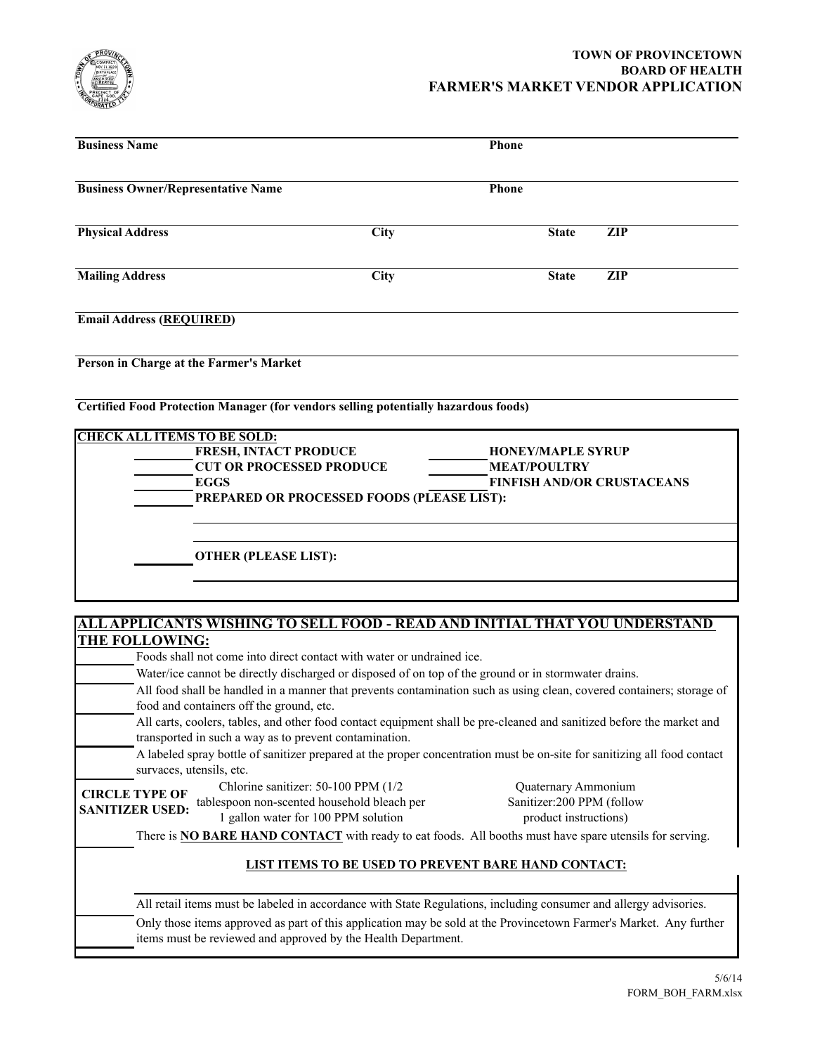**TOWN OF PROVINCETOWN**
**BOARD OF HEALTH**
# FARMER'S MARKET VENDOR APPLICATION

**Business Name** _______________ **Phone** _______________

**Business Owner/Representative Name** _______________ **Phone** _______________

**Physical Address** _______________ **City** _______________ **State** ______ **ZIP** ______

**Mailing Address** _______________ **City** _______________ **State** ______ **ZIP** ______

**Email Address (REQUIRED)** _______________

**Person in Charge at the Farmer's Market** _______________

**Certified Food Protection Manager (for vendors selling potentially hazardous foods)** _______________

## CHECK ALL ITEMS TO BE SOLD:

- ______ **FRESH, INTACT PRODUCE**
- ______ **CUT OR PROCESSED PRODUCE**
- ______ **EGGS**
- ______ **HONEY/MAPLE SYRUP**
- ______ **MEAT/POULTRY**
- ______ **FINFISH AND/OR CRUSTACEANS**
- ______ **PREPARED OR PROCESSED FOODS (PLEASE LIST):** _______________
- ______ **OTHER (PLEASE LIST):** _______________

## ALL APPLICANTS WISHING TO SELL FOOD - READ AND INITIAL THAT YOU UNDERSTAND THE FOLLOWING:

______ Foods shall not come into direct contact with water or undrained ice.

______ Water/ice cannot be directly discharged or disposed of on top of the ground or in stormwater drains.

______ All food shall be handled in a manner that prevents contamination such as using clean, covered containers; storage of food and containers off the ground, etc.

______ All carts, coolers, tables, and other food contact equipment shall be pre-cleaned and sanitized before the market and transported in such a way as to prevent contamination.

______ A labeled spray bottle of sanitizer prepared at the proper concentration must be on-site for sanitizing all food contact survaces, utensils, etc.

| **CIRCLE TYPE OF SANITIZER USED:** | Chlorine sanitizer: 50-100 PPM (1/2 tablespoon non-scented household bleach per 1 gallon water for 100 PPM solution | Quaternary Ammonium Sanitizer:200 PPM (follow product instructions) |
|---|---|---|

______ There is **NO BARE HAND CONTACT** with ready to eat foods. All booths must have spare utensils for serving.

**LIST ITEMS TO BE USED TO PREVENT BARE HAND CONTACT:** _______________

______ All retail items must be labeled in accordance with State Regulations, including consumer and allergy advisories.

______ Only those items approved as part of this application may be sold at the Provincetown Farmer's Market. Any further items must be reviewed and approved by the Health Department.

5/6/14
FORM_BOH_FARM.xlsx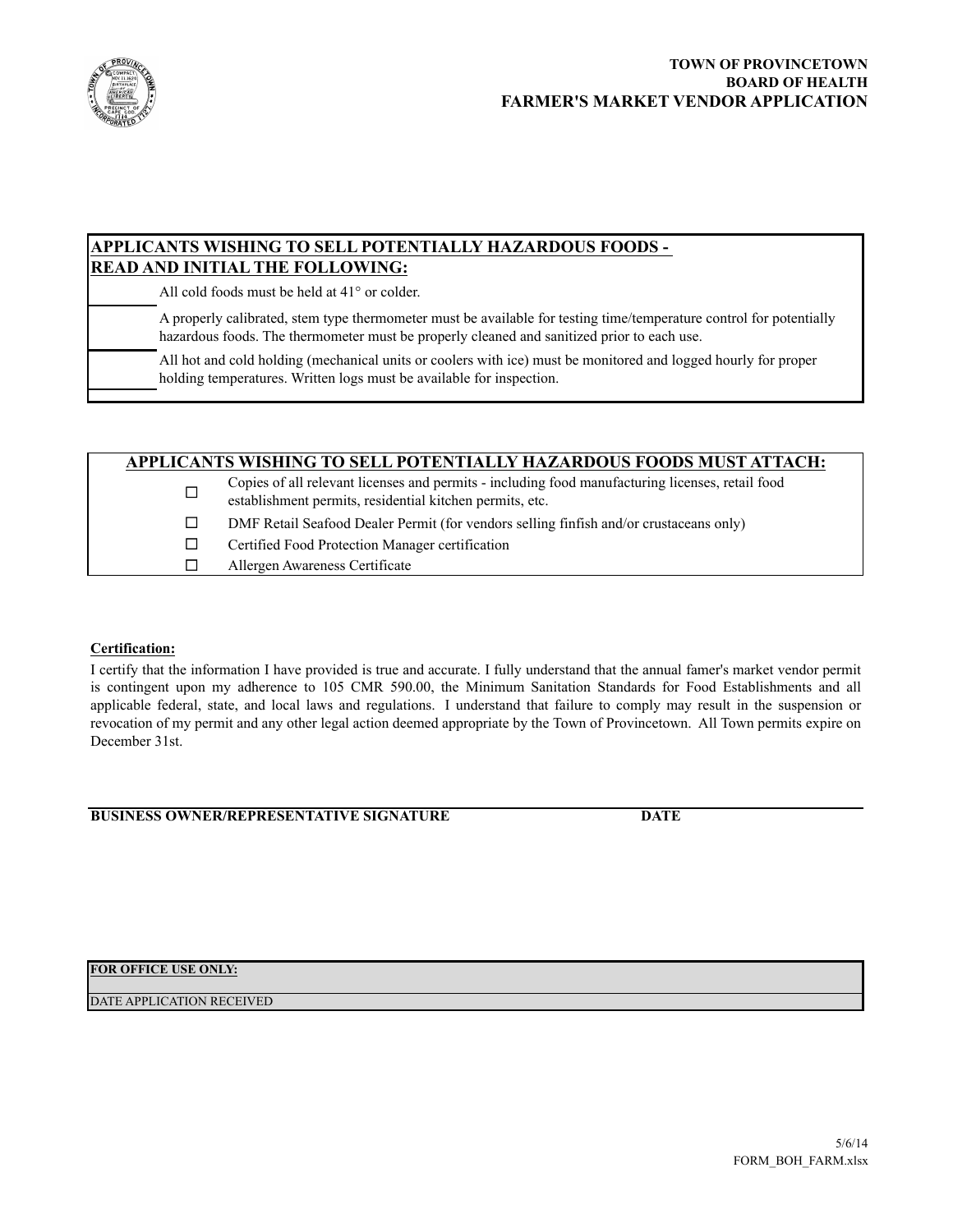**TOWN OF PROVINCETOWN**
**BOARD OF HEALTH**
**FARMER'S MARKET VENDOR APPLICATION**

| APPLICANTS WISHING TO SELL POTENTIALLY HAZARDOUS FOODS - READ AND INITIAL THE FOLLOWING: | |
|---|---|
| | All cold foods must be held at 41° or colder. |
| | A properly calibrated, stem type thermometer must be available for testing time/temperature control for potentially hazardous foods. The thermometer must be properly cleaned and sanitized prior to each use. |
| | All hot and cold holding (mechanical units or coolers with ice) must be monitored and logged hourly for proper holding temperatures. Written logs must be available for inspection. |

| APPLICANTS WISHING TO SELL POTENTIALLY HAZARDOUS FOODS MUST ATTACH: | |
|---|---|
| ☐ | Copies of all relevant licenses and permits - including food manufacturing licenses, retail food establishment permits, residential kitchen permits, etc. |
| ☐ | DMF Retail Seafood Dealer Permit (for vendors selling finfish and/or crustaceans only) |
| ☐ | Certified Food Protection Manager certification |
| ☐ | Allergen Awareness Certificate |

**Certification:**

I certify that the information I have provided is true and accurate. I fully understand that the annual famer's market vendor permit is contingent upon my adherence to 105 CMR 590.00, the Minimum Sanitation Standards for Food Establishments and all applicable federal, state, and local laws and regulations. I understand that failure to comply may result in the suspension or revocation of my permit and any other legal action deemed appropriate by the Town of Provincetown. All Town permits expire on December 31st.

**BUSINESS OWNER/REPRESENTATIVE SIGNATURE** **DATE**

| FOR OFFICE USE ONLY: |
|---|
| DATE APPLICATION RECEIVED |

5/6/14
FORM_BOH_FARM.xlsx